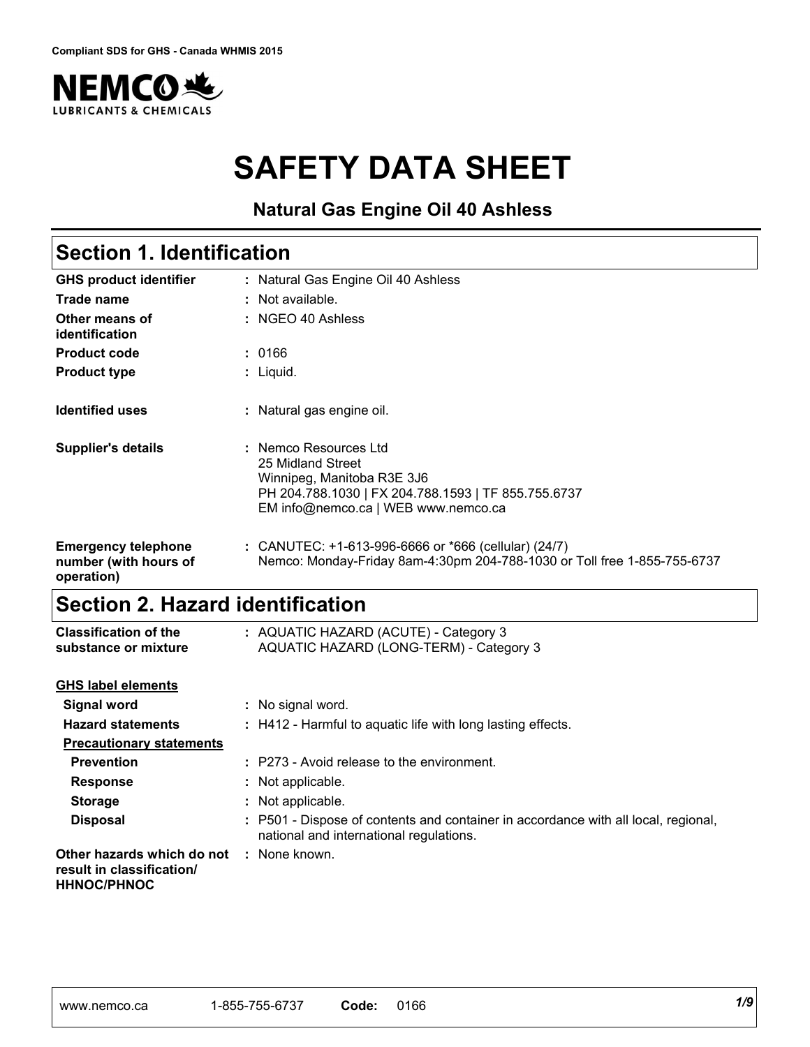Compliant SDS for GHS - Canada WHMIS 2015

NEMCO LUBRICANTS & CHEMICALS

# SAFETY DATA SHEET

**Natural Gas Engine Oil 40 Ashless**

## Section 1. Identification

| | |
|---|---|
| **GHS product identifier** | : Natural Gas Engine Oil 40 Ashless |
| **Trade name** | : Not available. |
| **Other means of identification** | : NGEO 40 Ashless |
| **Product code** | : 0166 |
| **Product type** | : Liquid. |
| **Identified uses** | : Natural gas engine oil. |
| **Supplier's details** | : Nemco Resources Ltd<br>25 Midland Street<br>Winnipeg, Manitoba R3E 3J6<br>PH 204.788.1030 \| FX 204.788.1593 \| TF 855.755.6737<br>EM info@nemco.ca \| WEB www.nemco.ca |
| **Emergency telephone number (with hours of operation)** | : CANUTEC: +1-613-996-6666 or *666 (cellular) (24/7)<br>Nemco: Monday-Friday 8am-4:30pm 204-788-1030 or Toll free 1-855-755-6737 |

## Section 2. Hazard identification

| | |
|---|---|
| **Classification of the substance or mixture** | : AQUATIC HAZARD (ACUTE) - Category 3<br>AQUATIC HAZARD (LONG-TERM) - Category 3 |

**GHS label elements**

| | |
|---|---|
| **Signal word** | : No signal word. |
| **Hazard statements** | : H412 - Harmful to aquatic life with long lasting effects. |

**Precautionary statements**

| | |
|---|---|
| **Prevention** | : P273 - Avoid release to the environment. |
| **Response** | : Not applicable. |
| **Storage** | : Not applicable. |
| **Disposal** | : P501 - Dispose of contents and container in accordance with all local, regional, national and international regulations. |
| **Other hazards which do not result in classification/ HHNOC/PHNOC** | : None known. |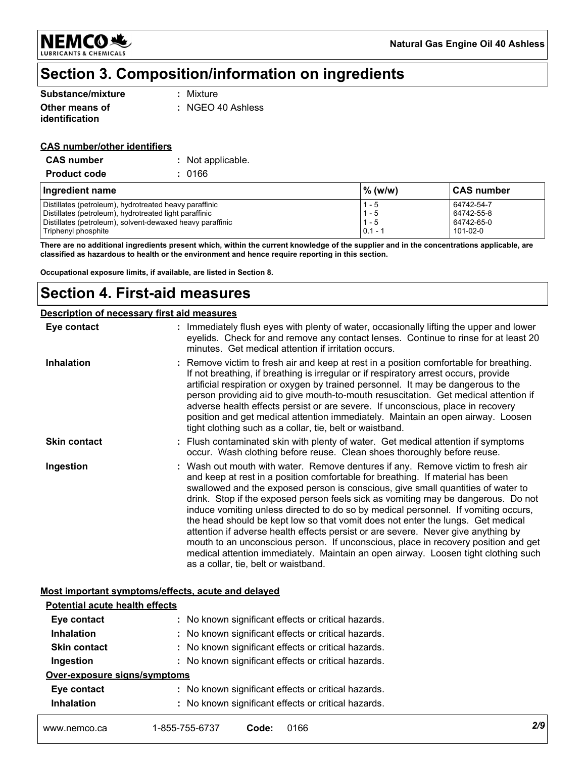# Section 3. Composition/information on ingredients

| | |
|---|---|
| **Substance/mixture** | : Mixture |
| **Other means of identification** | : NGEO 40 Ashless |

**CAS number/other identifiers**

| | |
|---|---|
| **CAS number** | : Not applicable. |
| **Product code** | : 0166 |

| Ingredient name | % (w/w) | CAS number |
|---|---|---|
| Distillates (petroleum), hydrotreated heavy paraffinic | 1 - 5 | 64742-54-7 |
| Distillates (petroleum), hydrotreated light paraffinic | 1 - 5 | 64742-55-8 |
| Distillates (petroleum), solvent-dewaxed heavy paraffinic | 1 - 5 | 64742-65-0 |
| Triphenyl phosphite | 0.1 - 1 | 101-02-0 |

**There are no additional ingredients present which, within the current knowledge of the supplier and in the concentrations applicable, are classified as hazardous to health or the environment and hence require reporting in this section.**

**Occupational exposure limits, if available, are listed in Section 8.**

# Section 4. First-aid measures

**Description of necessary first aid measures**

**Eye contact** : Immediately flush eyes with plenty of water, occasionally lifting the upper and lower eyelids. Check for and remove any contact lenses. Continue to rinse for at least 20 minutes. Get medical attention if irritation occurs.

**Inhalation** : Remove victim to fresh air and keep at rest in a position comfortable for breathing. If not breathing, if breathing is irregular or if respiratory arrest occurs, provide artificial respiration or oxygen by trained personnel. It may be dangerous to the person providing aid to give mouth-to-mouth resuscitation. Get medical attention if adverse health effects persist or are severe. If unconscious, place in recovery position and get medical attention immediately. Maintain an open airway. Loosen tight clothing such as a collar, tie, belt or waistband.

**Skin contact** : Flush contaminated skin with plenty of water. Get medical attention if symptoms occur. Wash clothing before reuse. Clean shoes thoroughly before reuse.

**Ingestion** : Wash out mouth with water. Remove dentures if any. Remove victim to fresh air and keep at rest in a position comfortable for breathing. If material has been swallowed and the exposed person is conscious, give small quantities of water to drink. Stop if the exposed person feels sick as vomiting may be dangerous. Do not induce vomiting unless directed to do so by medical personnel. If vomiting occurs, the head should be kept low so that vomit does not enter the lungs. Get medical attention if adverse health effects persist or are severe. Never give anything by mouth to an unconscious person. If unconscious, place in recovery position and get medical attention immediately. Maintain an open airway. Loosen tight clothing such as a collar, tie, belt or waistband.

**Most important symptoms/effects, acute and delayed**

**Potential acute health effects**

| | |
|---|---|
| **Eye contact** | : No known significant effects or critical hazards. |
| **Inhalation** | : No known significant effects or critical hazards. |
| **Skin contact** | : No known significant effects or critical hazards. |
| **Ingestion** | : No known significant effects or critical hazards. |

**Over-exposure signs/symptoms**

| | |
|---|---|
| **Eye contact** | : No known significant effects or critical hazards. |
| **Inhalation** | : No known significant effects or critical hazards. |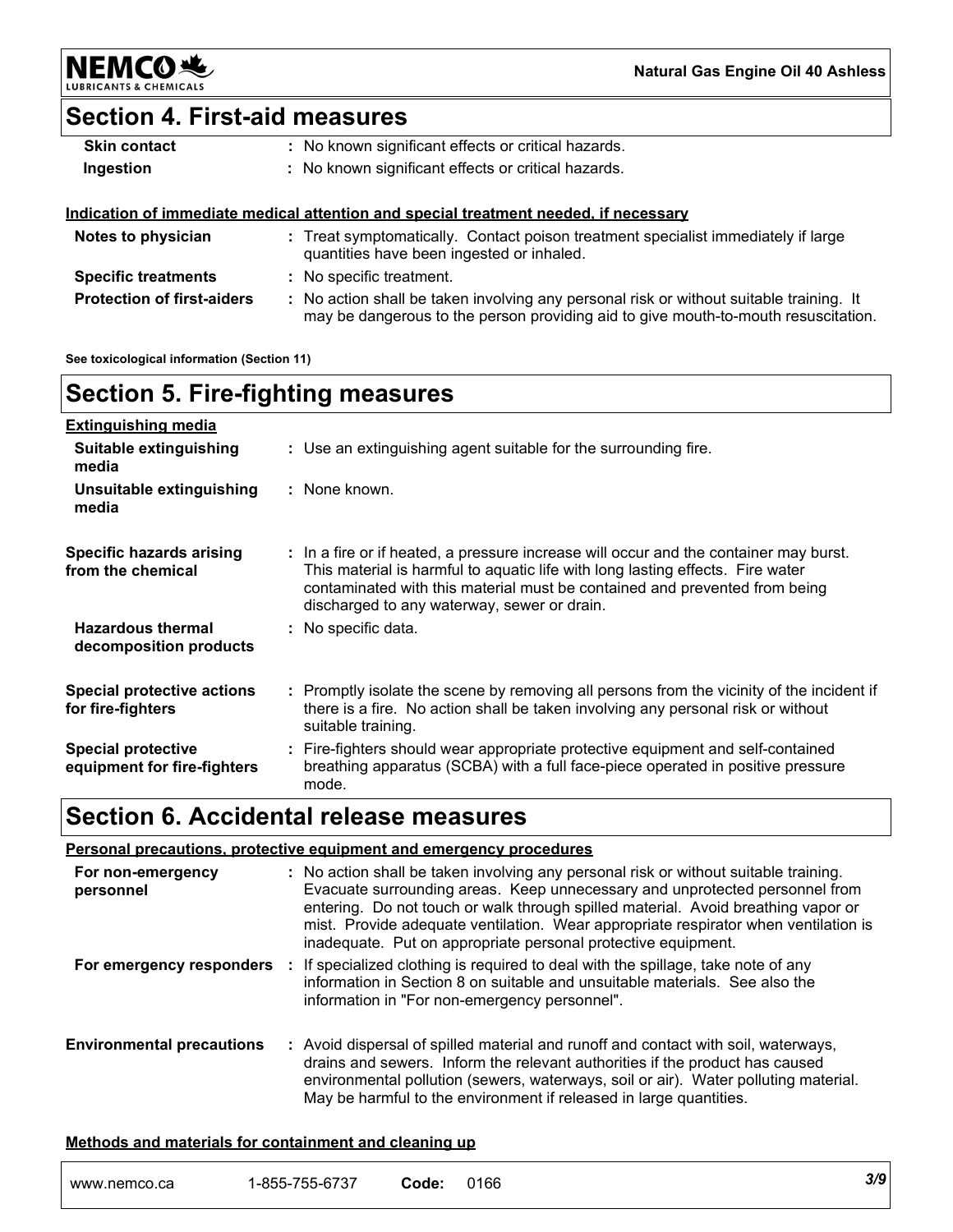## Section 4. First-aid measures

| | |
|---|---|
| **Skin contact** | : No known significant effects or critical hazards. |
| **Ingestion** | : No known significant effects or critical hazards. |

**Indication of immediate medical attention and special treatment needed, if necessary**

| | |
|---|---|
| **Notes to physician** | : Treat symptomatically. Contact poison treatment specialist immediately if large quantities have been ingested or inhaled. |
| **Specific treatments** | : No specific treatment. |
| **Protection of first-aiders** | : No action shall be taken involving any personal risk or without suitable training. It may be dangerous to the person providing aid to give mouth-to-mouth resuscitation. |

**See toxicological information (Section 11)**

## Section 5. Fire-fighting measures

**Extinguishing media**

| | |
|---|---|
| **Suitable extinguishing media** | : Use an extinguishing agent suitable for the surrounding fire. |
| **Unsuitable extinguishing media** | : None known. |
| **Specific hazards arising from the chemical** | : In a fire or if heated, a pressure increase will occur and the container may burst. This material is harmful to aquatic life with long lasting effects. Fire water contaminated with this material must be contained and prevented from being discharged to any waterway, sewer or drain. |
| **Hazardous thermal decomposition products** | : No specific data. |
| **Special protective actions for fire-fighters** | : Promptly isolate the scene by removing all persons from the vicinity of the incident if there is a fire. No action shall be taken involving any personal risk or without suitable training. |
| **Special protective equipment for fire-fighters** | : Fire-fighters should wear appropriate protective equipment and self-contained breathing apparatus (SCBA) with a full face-piece operated in positive pressure mode. |

## Section 6. Accidental release measures

**Personal precautions, protective equipment and emergency procedures**

| | |
|---|---|
| **For non-emergency personnel** | : No action shall be taken involving any personal risk or without suitable training. Evacuate surrounding areas. Keep unnecessary and unprotected personnel from entering. Do not touch or walk through spilled material. Avoid breathing vapor or mist. Provide adequate ventilation. Wear appropriate respirator when ventilation is inadequate. Put on appropriate personal protective equipment. |
| **For emergency responders** | : If specialized clothing is required to deal with the spillage, take note of any information in Section 8 on suitable and unsuitable materials. See also the information in "For non-emergency personnel". |
| **Environmental precautions** | : Avoid dispersal of spilled material and runoff and contact with soil, waterways, drains and sewers. Inform the relevant authorities if the product has caused environmental pollution (sewers, waterways, soil or air). Water polluting material. May be harmful to the environment if released in large quantities. |

**Methods and materials for containment and cleaning up**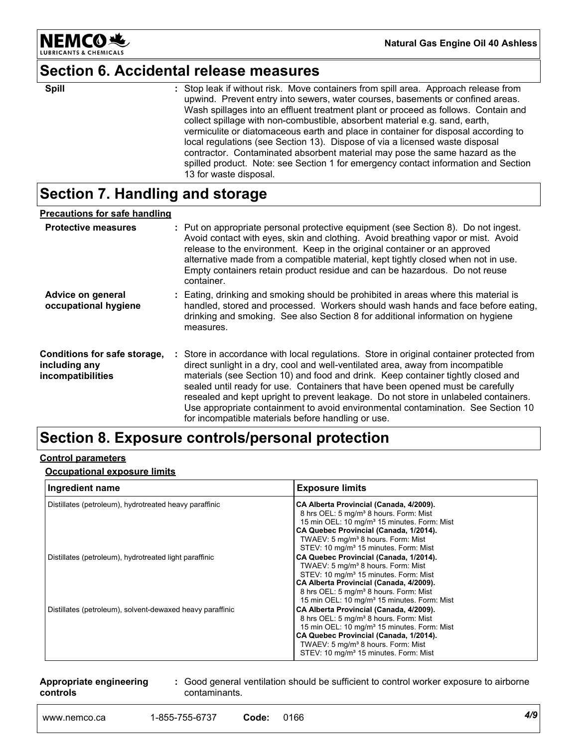## Section 6. Accidental release measures

**Spill** : Stop leak if without risk. Move containers from spill area. Approach release from upwind. Prevent entry into sewers, water courses, basements or confined areas. Wash spillages into an effluent treatment plant or proceed as follows. Contain and collect spillage with non-combustible, absorbent material e.g. sand, earth, vermiculite or diatomaceous earth and place in container for disposal according to local regulations (see Section 13). Dispose of via a licensed waste disposal contractor. Contaminated absorbent material may pose the same hazard as the spilled product. Note: see Section 1 for emergency contact information and Section 13 for waste disposal.

## Section 7. Handling and storage

**Precautions for safe handling**

**Protective measures** : Put on appropriate personal protective equipment (see Section 8). Do not ingest. Avoid contact with eyes, skin and clothing. Avoid breathing vapor or mist. Avoid release to the environment. Keep in the original container or an approved alternative made from a compatible material, kept tightly closed when not in use. Empty containers retain product residue and can be hazardous. Do not reuse container.

**Advice on general occupational hygiene** : Eating, drinking and smoking should be prohibited in areas where this material is handled, stored and processed. Workers should wash hands and face before eating, drinking and smoking. See also Section 8 for additional information on hygiene measures.

**Conditions for safe storage, including any incompatibilities** : Store in accordance with local regulations. Store in original container protected from direct sunlight in a dry, cool and well-ventilated area, away from incompatible materials (see Section 10) and food and drink. Keep container tightly closed and sealed until ready for use. Containers that have been opened must be carefully resealed and kept upright to prevent leakage. Do not store in unlabeled containers. Use appropriate containment to avoid environmental contamination. See Section 10 for incompatible materials before handling or use.

## Section 8. Exposure controls/personal protection

**Control parameters**

**Occupational exposure limits**

| Ingredient name | Exposure limits |
|---|---|
| Distillates (petroleum), hydrotreated heavy paraffinic | **CA Alberta Provincial (Canada, 4/2009).**<br>8 hrs OEL: 5 mg/m³ 8 hours. Form: Mist<br>15 min OEL: 10 mg/m³ 15 minutes. Form: Mist<br>**CA Quebec Provincial (Canada, 1/2014).**<br>TWAEV: 5 mg/m³ 8 hours. Form: Mist<br>STEV: 10 mg/m³ 15 minutes. Form: Mist |
| Distillates (petroleum), hydrotreated light paraffinic | **CA Quebec Provincial (Canada, 1/2014).**<br>TWAEV: 5 mg/m³ 8 hours. Form: Mist<br>STEV: 10 mg/m³ 15 minutes. Form: Mist<br>**CA Alberta Provincial (Canada, 4/2009).**<br>8 hrs OEL: 5 mg/m³ 8 hours. Form: Mist<br>15 min OEL: 10 mg/m³ 15 minutes. Form: Mist |
| Distillates (petroleum), solvent-dewaxed heavy paraffinic | **CA Alberta Provincial (Canada, 4/2009).**<br>8 hrs OEL: 5 mg/m³ 8 hours. Form: Mist<br>15 min OEL: 10 mg/m³ 15 minutes. Form: Mist<br>**CA Quebec Provincial (Canada, 1/2014).**<br>TWAEV: 5 mg/m³ 8 hours. Form: Mist<br>STEV: 10 mg/m³ 15 minutes. Form: Mist |

**Appropriate engineering controls** : Good general ventilation should be sufficient to control worker exposure to airborne contaminants.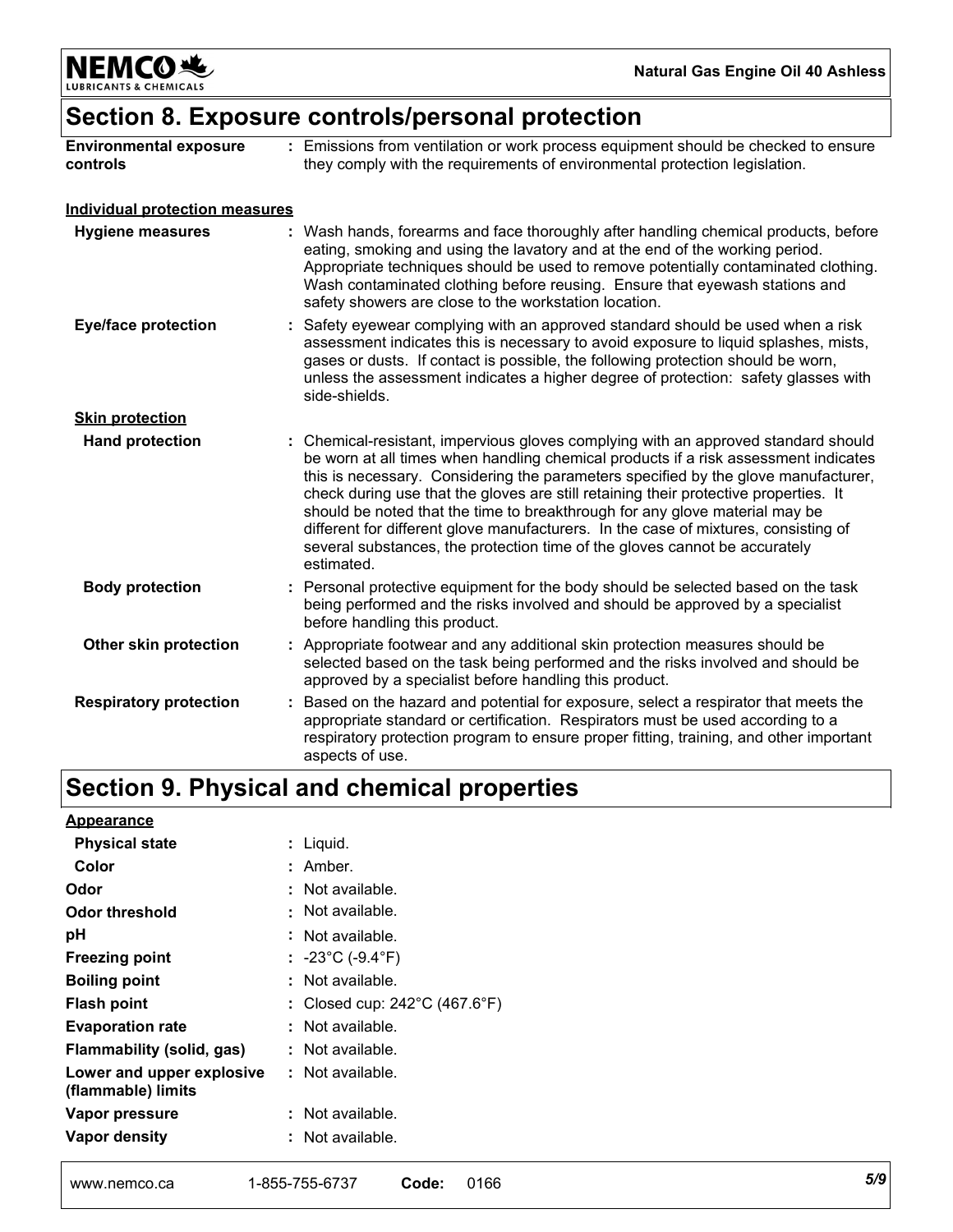## Section 8. Exposure controls/personal protection

| | |
|---|---|
| **Environmental exposure controls** | : Emissions from ventilation or work process equipment should be checked to ensure they comply with the requirements of environmental protection legislation. |

**Individual protection measures**

| | |
|---|---|
| **Hygiene measures** | : Wash hands, forearms and face thoroughly after handling chemical products, before eating, smoking and using the lavatory and at the end of the working period. Appropriate techniques should be used to remove potentially contaminated clothing. Wash contaminated clothing before reusing. Ensure that eyewash stations and safety showers are close to the workstation location. |
| **Eye/face protection** | : Safety eyewear complying with an approved standard should be used when a risk assessment indicates this is necessary to avoid exposure to liquid splashes, mists, gases or dusts. If contact is possible, the following protection should be worn, unless the assessment indicates a higher degree of protection: safety glasses with side-shields. |

**Skin protection**

| | |
|---|---|
| **Hand protection** | : Chemical-resistant, impervious gloves complying with an approved standard should be worn at all times when handling chemical products if a risk assessment indicates this is necessary. Considering the parameters specified by the glove manufacturer, check during use that the gloves are still retaining their protective properties. It should be noted that the time to breakthrough for any glove material may be different for different glove manufacturers. In the case of mixtures, consisting of several substances, the protection time of the gloves cannot be accurately estimated. |
| **Body protection** | : Personal protective equipment for the body should be selected based on the task being performed and the risks involved and should be approved by a specialist before handling this product. |
| **Other skin protection** | : Appropriate footwear and any additional skin protection measures should be selected based on the task being performed and the risks involved and should be approved by a specialist before handling this product. |
| **Respiratory protection** | : Based on the hazard and potential for exposure, select a respirator that meets the appropriate standard or certification. Respirators must be used according to a respiratory protection program to ensure proper fitting, training, and other important aspects of use. |

## Section 9. Physical and chemical properties

**Appearance**

| | |
|---|---|
| **Physical state** | : Liquid. |
| **Color** | : Amber. |
| **Odor** | : Not available. |
| **Odor threshold** | : Not available. |
| **pH** | : Not available. |
| **Freezing point** | : -23°C (-9.4°F) |
| **Boiling point** | : Not available. |
| **Flash point** | : Closed cup: 242°C (467.6°F) |
| **Evaporation rate** | : Not available. |
| **Flammability (solid, gas)** | : Not available. |
| **Lower and upper explosive (flammable) limits** | : Not available. |
| **Vapor pressure** | : Not available. |
| **Vapor density** | : Not available. |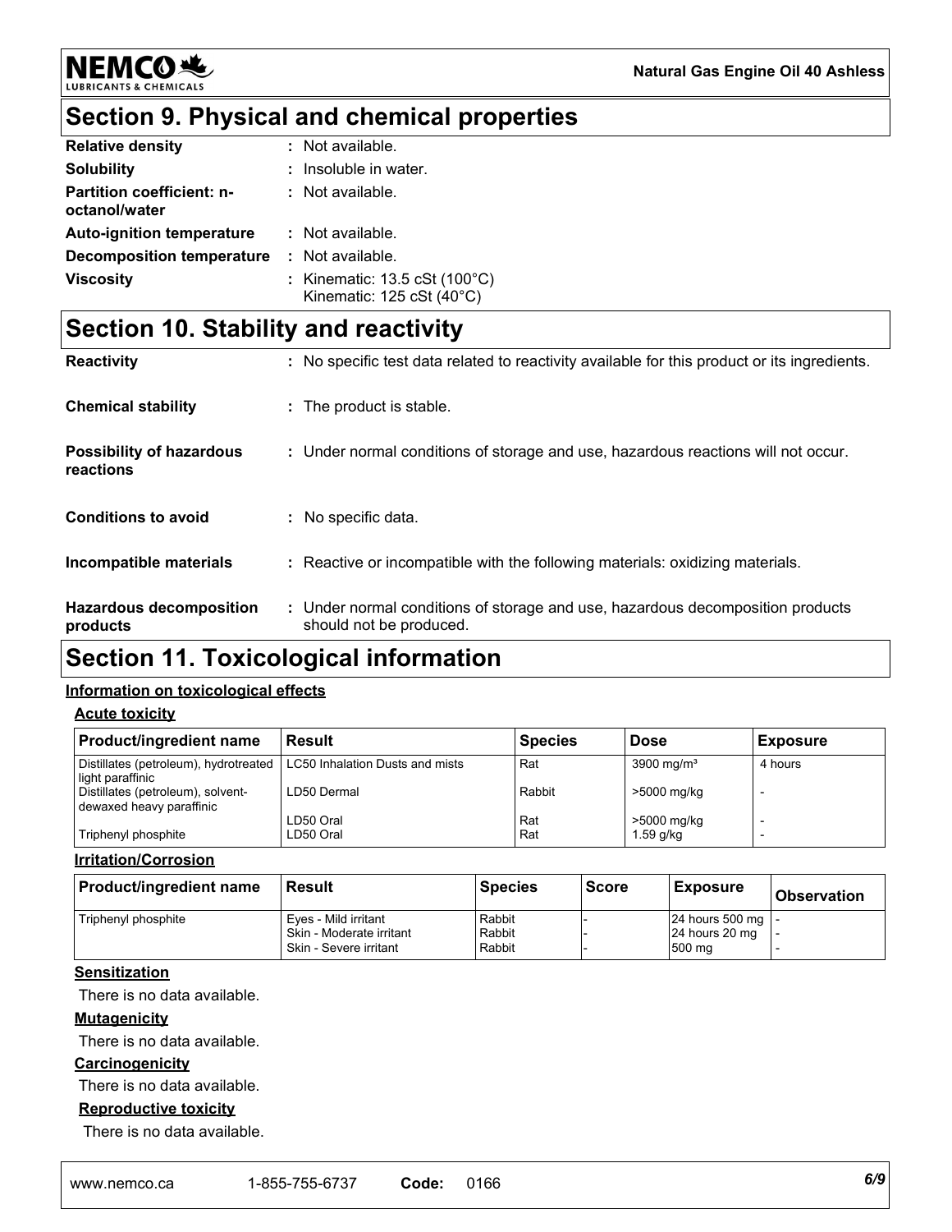## Section 9. Physical and chemical properties

| | |
|---|---|
| **Relative density** | : Not available. |
| **Solubility** | : Insoluble in water. |
| **Partition coefficient: n-octanol/water** | : Not available. |
| **Auto-ignition temperature** | : Not available. |
| **Decomposition temperature** | : Not available. |
| **Viscosity** | : Kinematic: 13.5 cSt (100°C)<br>Kinematic: 125 cSt (40°C) |

## Section 10. Stability and reactivity

| | |
|---|---|
| **Reactivity** | : No specific test data related to reactivity available for this product or its ingredients. |
| **Chemical stability** | : The product is stable. |
| **Possibility of hazardous reactions** | : Under normal conditions of storage and use, hazardous reactions will not occur. |
| **Conditions to avoid** | : No specific data. |
| **Incompatible materials** | : Reactive or incompatible with the following materials: oxidizing materials. |
| **Hazardous decomposition products** | : Under normal conditions of storage and use, hazardous decomposition products should not be produced. |

## Section 11. Toxicological information

**Information on toxicological effects**

**Acute toxicity**

| Product/ingredient name | Result | Species | Dose | Exposure |
|---|---|---|---|---|
| Distillates (petroleum), hydrotreated light paraffinic | LC50 Inhalation Dusts and mists | Rat | 3900 mg/m³ | 4 hours |
| Distillates (petroleum), solvent-dewaxed heavy paraffinic | LD50 Dermal | Rabbit | >5000 mg/kg | - |
| | LD50 Oral | Rat | >5000 mg/kg | - |
| Triphenyl phosphite | LD50 Oral | Rat | 1.59 g/kg | - |

**Irritation/Corrosion**

| Product/ingredient name | Result | Species | Score | Exposure | Observation |
|---|---|---|---|---|---|
| Triphenyl phosphite | Eyes - Mild irritant | Rabbit | - | 24 hours 500 mg | - |
| | Skin - Moderate irritant | Rabbit | - | 24 hours 20 mg | - |
| | Skin - Severe irritant | Rabbit | - | 500 mg | - |

**Sensitization**

There is no data available.

**Mutagenicity**

There is no data available.

**Carcinogenicity**

There is no data available.

**Reproductive toxicity**

There is no data available.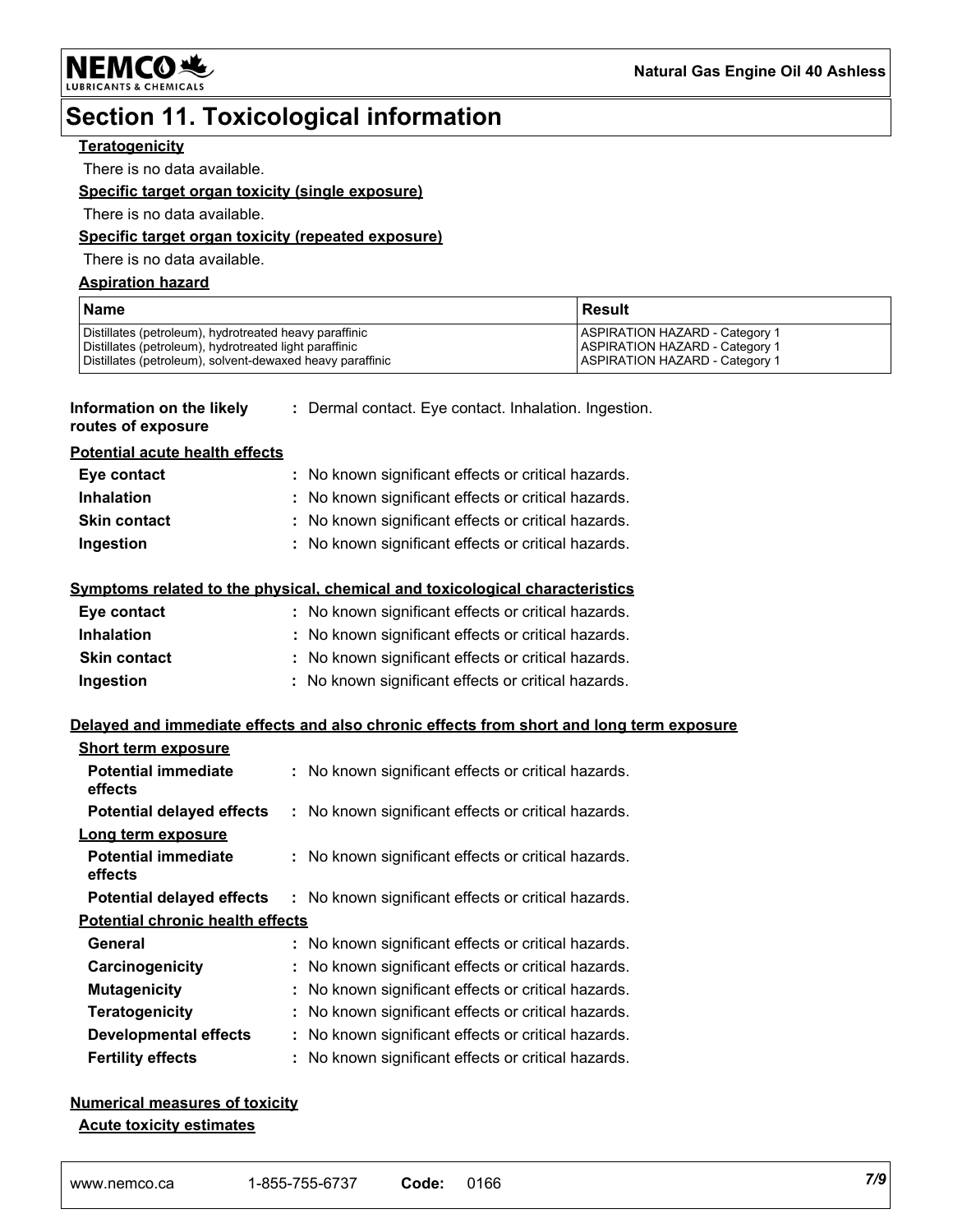# Section 11. Toxicological information

**Teratogenicity**

There is no data available.

**Specific target organ toxicity (single exposure)**

There is no data available.

**Specific target organ toxicity (repeated exposure)**

There is no data available.

**Aspiration hazard**

| Name | Result |
|---|---|
| Distillates (petroleum), hydrotreated heavy paraffinic | ASPIRATION HAZARD - Category 1 |
| Distillates (petroleum), hydrotreated light paraffinic | ASPIRATION HAZARD - Category 1 |
| Distillates (petroleum), solvent-dewaxed heavy paraffinic | ASPIRATION HAZARD - Category 1 |

**Information on the likely routes of exposure** : Dermal contact. Eye contact. Inhalation. Ingestion.

**Potential acute health effects**

**Eye contact** : No known significant effects or critical hazards.

**Inhalation** : No known significant effects or critical hazards.

**Skin contact** : No known significant effects or critical hazards.

**Ingestion** : No known significant effects or critical hazards.

**Symptoms related to the physical, chemical and toxicological characteristics**

**Eye contact** : No known significant effects or critical hazards.

**Inhalation** : No known significant effects or critical hazards.

**Skin contact** : No known significant effects or critical hazards.

**Ingestion** : No known significant effects or critical hazards.

**Delayed and immediate effects and also chronic effects from short and long term exposure**

**Short term exposure**

**Potential immediate effects** : No known significant effects or critical hazards.

**Potential delayed effects** : No known significant effects or critical hazards.

**Long term exposure**

**Potential immediate effects** : No known significant effects or critical hazards.

**Potential delayed effects** : No known significant effects or critical hazards.

**Potential chronic health effects**

**General** : No known significant effects or critical hazards.

**Carcinogenicity** : No known significant effects or critical hazards.

**Mutagenicity** : No known significant effects or critical hazards.

**Teratogenicity** : No known significant effects or critical hazards.

**Developmental effects** : No known significant effects or critical hazards.

**Fertility effects** : No known significant effects or critical hazards.

**Numerical measures of toxicity**

**Acute toxicity estimates**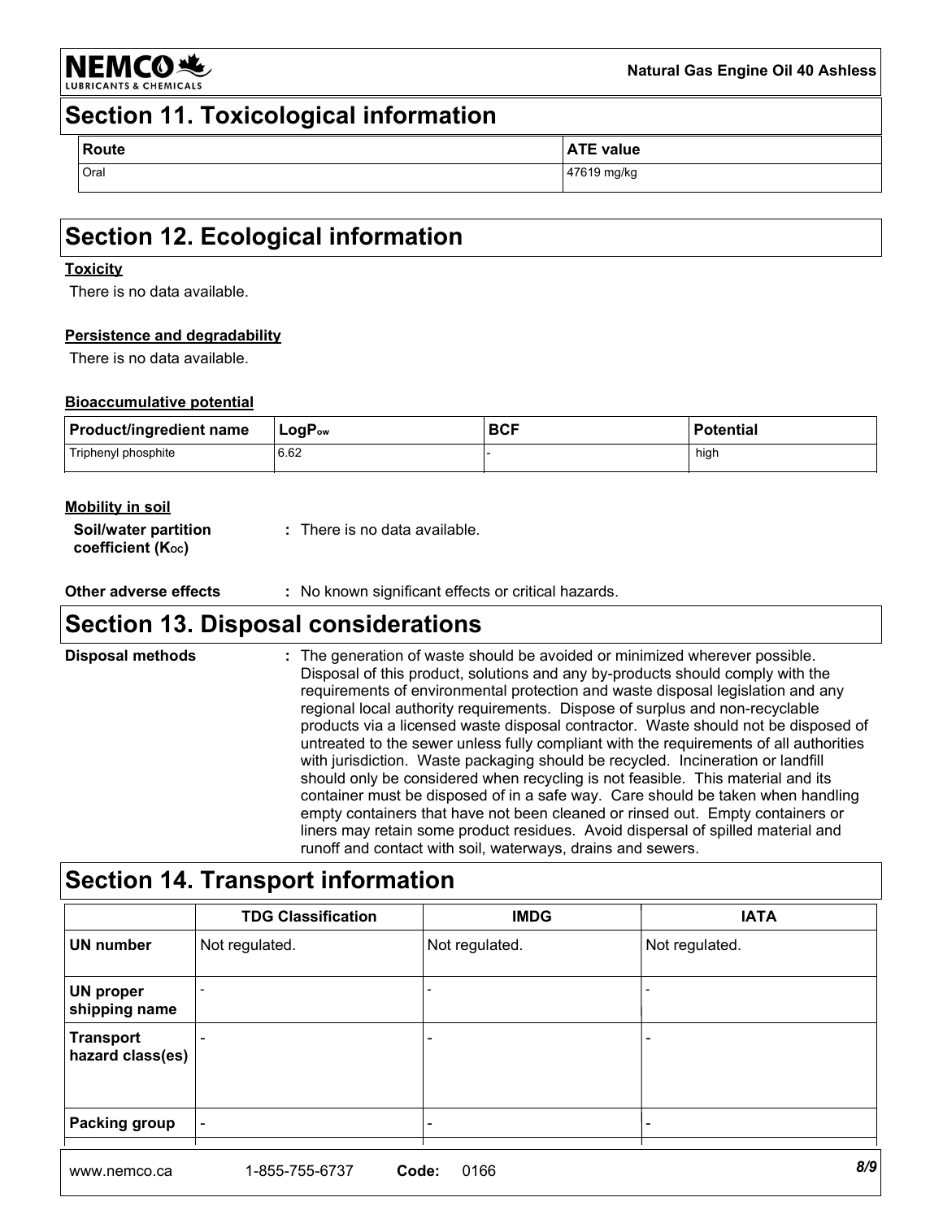## Section 11. Toxicological information

| Route | ATE value |
|---|---|
| Oral | 47619 mg/kg |

## Section 12. Ecological information

**Toxicity**

There is no data available.

**Persistence and degradability**

There is no data available.

**Bioaccumulative potential**

| Product/ingredient name | $LogP_{ow}$ | BCF | Potential |
|---|---|---|---|
| Triphenyl phosphite | 6.62 | - | high |

**Mobility in soil**

**Soil/water partition coefficient ($K_{OC}$)** : There is no data available.

**Other adverse effects** : No known significant effects or critical hazards.

## Section 13. Disposal considerations

**Disposal methods** : The generation of waste should be avoided or minimized wherever possible. Disposal of this product, solutions and any by-products should comply with the requirements of environmental protection and waste disposal legislation and any regional local authority requirements. Dispose of surplus and non-recyclable products via a licensed waste disposal contractor. Waste should not be disposed of untreated to the sewer unless fully compliant with the requirements of all authorities with jurisdiction. Waste packaging should be recycled. Incineration or landfill should only be considered when recycling is not feasible. This material and its container must be disposed of in a safe way. Care should be taken when handling empty containers that have not been cleaned or rinsed out. Empty containers or liners may retain some product residues. Avoid dispersal of spilled material and runoff and contact with soil, waterways, drains and sewers.

## Section 14. Transport information

| | TDG Classification | IMDG | IATA |
|---|---|---|---|
| **UN number** | Not regulated. | Not regulated. | Not regulated. |
| **UN proper shipping name** | - | - | - |
| **Transport hazard class(es)** | - | - | - |
| **Packing group** | - | - | - |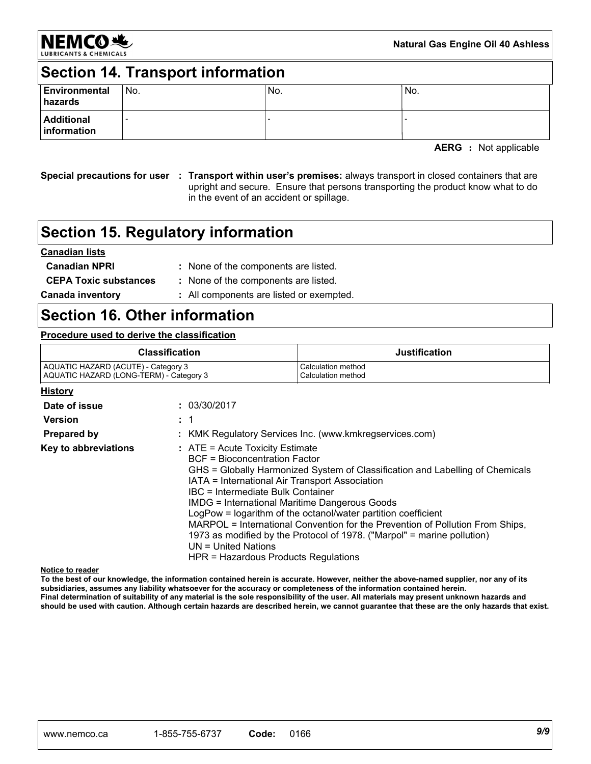## Section 14. Transport information

| | | | |
|---|---|---|---|
| **Environmental hazards** | No. | No. | No. |
| **Additional information** | - | - | - |

**AERG :** Not applicable

**Special precautions for user :** **Transport within user's premises:** always transport in closed containers that are upright and secure. Ensure that persons transporting the product know what to do in the event of an accident or spillage.

## Section 15. Regulatory information

**Canadian lists**

**Canadian NPRI** : None of the components are listed.

**CEPA Toxic substances** : None of the components are listed.

**Canada inventory** : All components are listed or exempted.

## Section 16. Other information

**Procedure used to derive the classification**

| Classification | Justification |
|---|---|
| AQUATIC HAZARD (ACUTE) - Category 3<br>AQUATIC HAZARD (LONG-TERM) - Category 3 | Calculation method<br>Calculation method |

**History**

**Date of issue** : 03/30/2017

**Version** : 1

**Prepared by** : KMK Regulatory Services Inc. (www.kmkregservices.com)

**Key to abbreviations** : ATE = Acute Toxicity Estimate
BCF = Bioconcentration Factor
GHS = Globally Harmonized System of Classification and Labelling of Chemicals
IATA = International Air Transport Association
IBC = Intermediate Bulk Container
IMDG = International Maritime Dangerous Goods
LogPow = logarithm of the octanol/water partition coefficient
MARPOL = International Convention for the Prevention of Pollution From Ships, 1973 as modified by the Protocol of 1978. ("Marpol" = marine pollution)
UN = United Nations
HPR = Hazardous Products Regulations

**Notice to reader**

**To the best of our knowledge, the information contained herein is accurate. However, neither the above-named supplier, nor any of its subsidiaries, assumes any liability whatsoever for the accuracy or completeness of the information contained herein.**
**Final determination of suitability of any material is the sole responsibility of the user. All materials may present unknown hazards and should be used with caution. Although certain hazards are described herein, we cannot guarantee that these are the only hazards that exist.**